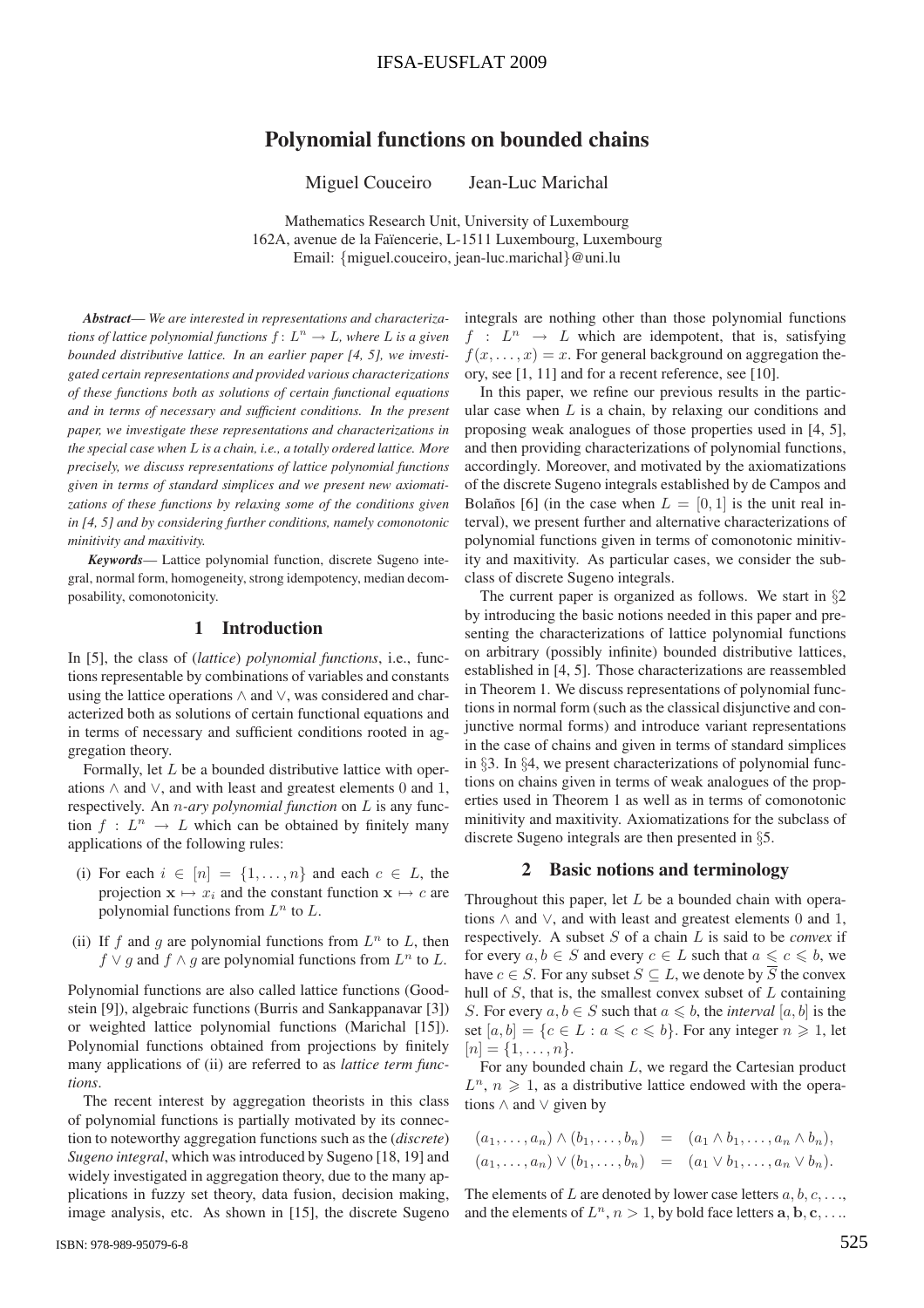# Polynomial functions on bounded chains

Miguel Couceiro Jean-Luc Marichal

Mathematics Research Unit, University of Luxembourg
162A, avenue de la Faïencerie, L-1511 Luxembourg, Luxembourg
Email: {miguel.couceiro, jean-luc.marichal}@uni.lu

***Abstract*— *We are interested in representations and characterizations of lattice polynomial functions $f\colon L^n \to L$, where $L$ is a given bounded distributive lattice. In an earlier paper [4, 5], we investigated certain representations and provided various characterizations of these functions both as solutions of certain functional equations and in terms of necessary and sufficient conditions. In the present paper, we investigate these representations and characterizations in the special case when $L$ is a chain, i.e., a totally ordered lattice. More precisely, we discuss representations of lattice polynomial functions given in terms of standard simplices and we present new axiomatizations of these functions by relaxing some of the conditions given in [4, 5] and by considering further conditions, namely comonotonic minitivity and maxitivity.***

***Keywords*— Lattice polynomial function, discrete Sugeno integral, normal form, homogeneity, strong idempotency, median decomposability, comonotonicity.**

## 1 Introduction

In [5], the class of (*lattice*) *polynomial functions*, i.e., functions representable by combinations of variables and constants using the lattice operations $\wedge$ and $\vee$, was considered and characterized both as solutions of certain functional equations and in terms of necessary and sufficient conditions rooted in aggregation theory.

Formally, let $L$ be a bounded distributive lattice with operations $\wedge$ and $\vee$, and with least and greatest elements 0 and 1, respectively. An *$n$-ary polynomial function* on $L$ is any function $f : L^n \to L$ which can be obtained by finitely many applications of the following rules:

(i) For each $i \in [n] = \{1, \ldots, n\}$ and each $c \in L$, the projection $\mathbf{x} \mapsto x_i$ and the constant function $\mathbf{x} \mapsto c$ are polynomial functions from $L^n$ to $L$.

(ii) If $f$ and $g$ are polynomial functions from $L^n$ to $L$, then $f \vee g$ and $f \wedge g$ are polynomial functions from $L^n$ to $L$.

Polynomial functions are also called lattice functions (Goodstein [9]), algebraic functions (Burris and Sankappanavar [3]) or weighted lattice polynomial functions (Marichal [15]). Polynomial functions obtained from projections by finitely many applications of (ii) are referred to as *lattice term functions*.

The recent interest by aggregation theorists in this class of polynomial functions is partially motivated by its connection to noteworthy aggregation functions such as the (*discrete*) *Sugeno integral*, which was introduced by Sugeno [18, 19] and widely investigated in aggregation theory, due to the many applications in fuzzy set theory, data fusion, decision making, image analysis, etc. As shown in [15], the discrete Sugeno integrals are nothing other than those polynomial functions $f : L^n \to L$ which are idempotent, that is, satisfying $f(x, \ldots, x) = x$. For general background on aggregation theory, see [1, 11] and for a recent reference, see [10].

In this paper, we refine our previous results in the particular case when $L$ is a chain, by relaxing our conditions and proposing weak analogues of those properties used in [4, 5], and then providing characterizations of polynomial functions, accordingly. Moreover, and motivated by the axiomatizations of the discrete Sugeno integrals established by de Campos and Bolaños [6] (in the case when $L = [0, 1]$ is the unit real interval), we present further and alternative characterizations of polynomial functions given in terms of comonotonic minitivity and maxitivity. As particular cases, we consider the subclass of discrete Sugeno integrals.

The current paper is organized as follows. We start in §2 by introducing the basic notions needed in this paper and presenting the characterizations of lattice polynomial functions on arbitrary (possibly infinite) bounded distributive lattices, established in [4, 5]. Those characterizations are reassembled in Theorem 1. We discuss representations of polynomial functions in normal form (such as the classical disjunctive and conjunctive normal forms) and introduce variant representations in the case of chains and given in terms of standard simplices in §3. In §4, we present characterizations of polynomial functions on chains given in terms of weak analogues of the properties used in Theorem 1 as well as in terms of comonotonic minitivity and maxitivity. Axiomatizations for the subclass of discrete Sugeno integrals are then presented in §5.

## 2 Basic notions and terminology

Throughout this paper, let $L$ be a bounded chain with operations $\wedge$ and $\vee$, and with least and greatest elements 0 and 1, respectively. A subset $S$ of a chain $L$ is said to be *convex* if for every $a, b \in S$ and every $c \in L$ such that $a \leqslant c \leqslant b$, we have $c \in S$. For any subset $S \subseteq L$, we denote by $\overline{S}$ the convex hull of $S$, that is, the smallest convex subset of $L$ containing $S$. For every $a, b \in S$ such that $a \leqslant b$, the *interval* $[a, b]$ is the set $[a, b] = \{c \in L : a \leqslant c \leqslant b\}$. For any integer $n \geqslant 1$, let $[n] = \{1, \ldots, n\}$.

For any bounded chain $L$, we regard the Cartesian product $L^n$, $n \geqslant 1$, as a distributive lattice endowed with the operations $\wedge$ and $\vee$ given by

$$
\begin{aligned}
(a_1, \ldots, a_n) \wedge (b_1, \ldots, b_n) &= (a_1 \wedge b_1, \ldots, a_n \wedge b_n), \\
(a_1, \ldots, a_n) \vee (b_1, \ldots, b_n) &= (a_1 \vee b_1, \ldots, a_n \vee b_n).
\end{aligned}
$$

The elements of $L$ are denoted by lower case letters $a, b, c, \ldots$, and the elements of $L^n$, $n > 1$, by bold face letters $\mathbf{a}, \mathbf{b}, \mathbf{c}, \ldots$.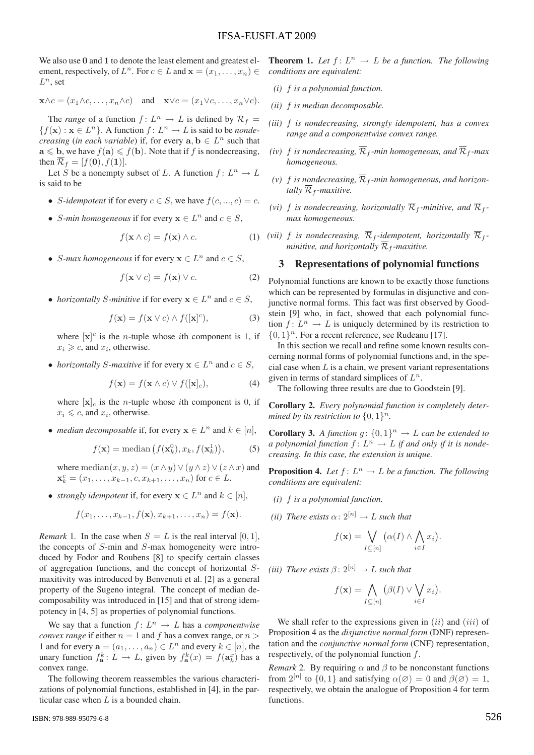We also use $\mathbf{0}$ and $\mathbf{1}$ to denote the least element and greatest element, respectively, of $L^n$. For $c \in L$ and $\mathbf{x} = (x_1, \ldots, x_n) \in L^n$, set

$$\mathbf{x} \wedge c = (x_1 \wedge c, \ldots, x_n \wedge c) \quad \text{and} \quad \mathbf{x} \vee c = (x_1 \vee c, \ldots, x_n \vee c).$$

The *range* of a function $f \colon L^n \to L$ is defined by $\mathcal{R}_f = \{f(\mathbf{x}) : \mathbf{x} \in L^n\}$. A function $f \colon L^n \to L$ is said to be *nondecreasing* (*in each variable*) if, for every $\mathbf{a}, \mathbf{b} \in L^n$ such that $\mathbf{a} \leqslant \mathbf{b}$, we have $f(\mathbf{a}) \leqslant f(\mathbf{b})$. Note that if $f$ is nondecreasing, then $\overline{\mathcal{R}}_f = [f(\mathbf{0}), f(\mathbf{1})]$.

Let $S$ be a nonempty subset of $L$. A function $f \colon L^n \to L$ is said to be

- *$S$-idempotent* if for every $c \in S$, we have $f(c, ..., c) = c$.
- *$S$-min homogeneous* if for every $\mathbf{x} \in L^n$ and $c \in S$,
$$f(\mathbf{x} \wedge c) = f(\mathbf{x}) \wedge c. \tag{1}$$
- *$S$-max homogeneous* if for every $\mathbf{x} \in L^n$ and $c \in S$,
$$f(\mathbf{x} \vee c) = f(\mathbf{x}) \vee c. \tag{2}$$
- *horizontally $S$-minitive* if for every $\mathbf{x} \in L^n$ and $c \in S$,
$$f(\mathbf{x}) = f(\mathbf{x} \vee c) \wedge f([\mathbf{x}]^c), \tag{3}$$
where $[\mathbf{x}]^c$ is the $n$-tuple whose $i$th component is 1, if $x_i \geqslant c$, and $x_i$, otherwise.
- *horizontally $S$-maxitive* if for every $\mathbf{x} \in L^n$ and $c \in S$,
$$f(\mathbf{x}) = f(\mathbf{x} \wedge c) \vee f([\mathbf{x}]_c), \tag{4}$$
where $[\mathbf{x}]_c$ is the $n$-tuple whose $i$th component is 0, if $x_i \leqslant c$, and $x_i$, otherwise.
- *median decomposable* if, for every $\mathbf{x} \in L^n$ and $k \in [n]$,
$$f(\mathbf{x}) = \operatorname{median}\big(f(\mathbf{x}_k^0), x_k, f(\mathbf{x}_k^1)\big), \tag{5}$$
where $\operatorname{median}(x, y, z) = (x \wedge y) \vee (y \wedge z) \vee (z \wedge x)$ and $\mathbf{x}_k^c = (x_1, \ldots, x_{k-1}, c, x_{k+1}, \ldots, x_n)$ for $c \in L$.
- *strongly idempotent* if, for every $\mathbf{x} \in L^n$ and $k \in [n]$,
$$f(x_1, \ldots, x_{k-1}, f(\mathbf{x}), x_{k+1}, \ldots, x_n) = f(\mathbf{x}).$$

*Remark* 1. In the case when $S = L$ is the real interval $[0, 1]$, the concepts of $S$-min and $S$-max homogeneity were introduced by Fodor and Roubens [8] to specify certain classes of aggregation functions, and the concept of horizontal $S$-maxitivity was introduced by Benvenuti et al. [2] as a general property of the Sugeno integral. The concept of median decomposability was introduced in [15] and that of strong idempotency in [4, 5] as properties of polynomial functions.

We say that a function $f \colon L^n \to L$ has a *componentwise convex range* if either $n = 1$ and $f$ has a convex range, or $n > 1$ and for every $\mathbf{a} = (a_1, \ldots, a_n) \in L^n$ and every $k \in [n]$, the unary function $f_{\mathbf{a}}^k \colon L \to L$, given by $f_{\mathbf{a}}^k(x) = f(\mathbf{a}_k^x)$ has a convex range.

The following theorem reassembles the various characterizations of polynomial functions, established in [4], in the particular case when $L$ is a bounded chain.

**Theorem 1.** *Let $f \colon L^n \to L$ be a function. The following conditions are equivalent:*

*(i) $f$ is a polynomial function.*

*(ii) $f$ is median decomposable.*

*(iii) $f$ is nondecreasing, strongly idempotent, has a convex range and a componentwise convex range.*

*(iv) $f$ is nondecreasing, $\overline{\mathcal{R}}_f$-min homogeneous, and $\overline{\mathcal{R}}_f$-max homogeneous.*

*(v) $f$ is nondecreasing, $\overline{\mathcal{R}}_f$-min homogeneous, and horizontally $\overline{\mathcal{R}}_f$-maxitive.*

*(vi) $f$ is nondecreasing, horizontally $\overline{\mathcal{R}}_f$-minitive, and $\overline{\mathcal{R}}_f$-max homogeneous.*

*(vii) $f$ is nondecreasing, $\overline{\mathcal{R}}_f$-idempotent, horizontally $\overline{\mathcal{R}}_f$-minitive, and horizontally $\overline{\mathcal{R}}_f$-maxitive.*

## 3 Representations of polynomial functions

Polynomial functions are known to be exactly those functions which can be represented by formulas in disjunctive and conjunctive normal forms. This fact was first observed by Goodstein [9] who, in fact, showed that each polynomial function $f \colon L^n \to L$ is uniquely determined by its restriction to $\{0, 1\}^n$. For a recent reference, see Rudeanu [17].

In this section we recall and refine some known results concerning normal forms of polynomial functions and, in the special case when $L$ is a chain, we present variant representations given in terms of standard simplices of $L^n$.

The following three results are due to Goodstein [9].

**Corollary 2.** *Every polynomial function is completely determined by its restriction to $\{0, 1\}^n$.*

**Corollary 3.** *A function $g \colon \{0, 1\}^n \to L$ can be extended to a polynomial function $f \colon L^n \to L$ if and only if it is nondecreasing. In this case, the extension is unique.*

**Proposition 4.** *Let $f \colon L^n \to L$ be a function. The following conditions are equivalent:*

*(i) $f$ is a polynomial function.*

*(ii) There exists $\alpha \colon 2^{[n]} \to L$ such that*
$$f(\mathbf{x}) = \bigvee_{I \subseteq [n]} \big(\alpha(I) \wedge \bigwedge_{i \in I} x_i\big).$$

*(iii) There exists $\beta \colon 2^{[n]} \to L$ such that*
$$f(\mathbf{x}) = \bigwedge_{I \subseteq [n]} \big(\beta(I) \vee \bigvee_{i \in I} x_i\big).$$

We shall refer to the expressions given in $(ii)$ and $(iii)$ of Proposition 4 as the *disjunctive normal form* (DNF) representation and the *conjunctive normal form* (CNF) representation, respectively, of the polynomial function $f$.

*Remark* 2. By requiring $\alpha$ and $\beta$ to be nonconstant functions from $2^{[n]}$ to $\{0, 1\}$ and satisfying $\alpha(\varnothing) = 0$ and $\beta(\varnothing) = 1$, respectively, we obtain the analogue of Proposition 4 for term functions.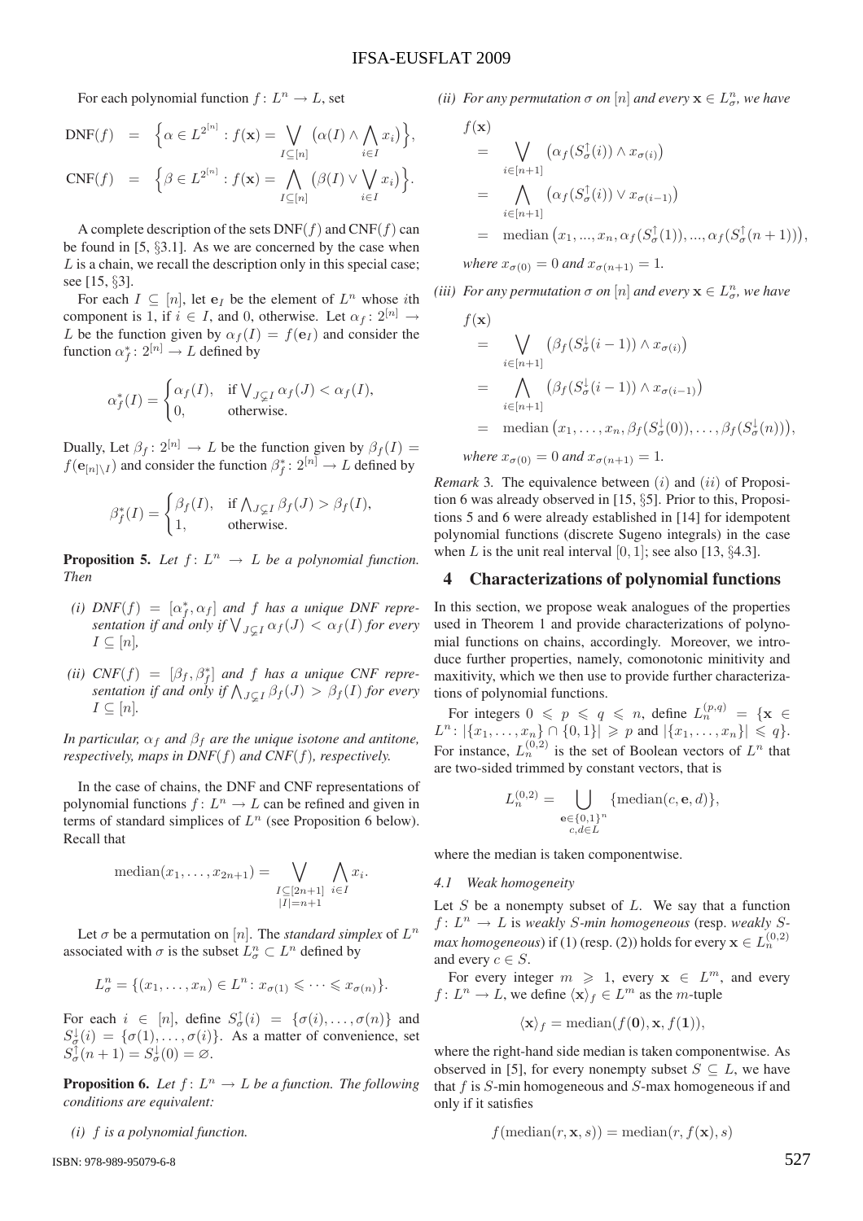For each polynomial function $f\colon L^n \to L$, set

$$\mathrm{DNF}(f) = \Big\{\alpha \in L^{2^{[n]}} : f(\mathbf{x}) = \bigvee_{I\subseteq [n]} \big(\alpha(I) \wedge \bigwedge_{i\in I} x_i\big)\Big\},$$

$$\mathrm{CNF}(f) = \Big\{\beta \in L^{2^{[n]}} : f(\mathbf{x}) = \bigwedge_{I\subseteq [n]} \big(\beta(I) \vee \bigvee_{i\in I} x_i\big)\Big\}.$$

A complete description of the sets $\mathrm{DNF}(f)$ and $\mathrm{CNF}(f)$ can be found in [5, §3.1]. As we are concerned by the case when $L$ is a chain, we recall the description only in this special case; see [15, §3].

For each $I \subseteq [n]$, let $\mathbf{e}_I$ be the element of $L^n$ whose $i$th component is 1, if $i \in I$, and 0, otherwise. Let $\alpha_f\colon 2^{[n]} \to L$ be the function given by $\alpha_f(I) = f(\mathbf{e}_I)$ and consider the function $\alpha_f^*\colon 2^{[n]} \to L$ defined by

$$\alpha_f^*(I) = \begin{cases} \alpha_f(I), & \text{if } \bigvee_{J\subsetneq I} \alpha_f(J) < \alpha_f(I),\\ 0, & \text{otherwise.}\end{cases}$$

Dually, Let $\beta_f\colon 2^{[n]} \to L$ be the function given by $\beta_f(I) = f(\mathbf{e}_{[n]\setminus I})$ and consider the function $\beta_f^*\colon 2^{[n]} \to L$ defined by

$$\beta_f^*(I) = \begin{cases} \beta_f(I), & \text{if } \bigwedge_{J\subsetneq I} \beta_f(J) > \beta_f(I),\\ 1, & \text{otherwise.}\end{cases}$$

**Proposition 5.** *Let $f\colon L^n \to L$ be a polynomial function. Then*

- *(i) $\mathrm{DNF}(f) = [\alpha_f^*, \alpha_f]$ and $f$ has a unique DNF representation if and only if $\bigvee_{J\subsetneq I} \alpha_f(J) < \alpha_f(I)$ for every $I \subseteq [n]$,*
- *(ii) $\mathrm{CNF}(f) = [\beta_f, \beta_f^*]$ and $f$ has a unique CNF representation if and only if $\bigwedge_{J\subsetneq I} \beta_f(J) > \beta_f(I)$ for every $I \subseteq [n]$.*

*In particular, $\alpha_f$ and $\beta_f$ are the unique isotone and antitone, respectively, maps in $\mathrm{DNF}(f)$ and $\mathrm{CNF}(f)$, respectively.*

In the case of chains, the DNF and CNF representations of polynomial functions $f\colon L^n \to L$ can be refined and given in terms of standard simplices of $L^n$ (see Proposition 6 below). Recall that

$$\mathrm{median}(x_1, \ldots, x_{2n+1}) = \bigvee_{\substack{I\subseteq[2n+1]\\ |I|=n+1}} \bigwedge_{i\in I} x_i.$$

Let $\sigma$ be a permutation on $[n]$. The *standard simplex* of $L^n$ associated with $\sigma$ is the subset $L^n_\sigma \subset L^n$ defined by

$$L^n_\sigma = \{(x_1, \ldots, x_n) \in L^n : x_{\sigma(1)} \leqslant \cdots \leqslant x_{\sigma(n)}\}.$$

For each $i \in [n]$, define $S^\uparrow_\sigma(i) = \{\sigma(i), \ldots, \sigma(n)\}$ and $S^\downarrow_\sigma(i) = \{\sigma(1), \ldots, \sigma(i)\}$. As a matter of convenience, set $S^\uparrow_\sigma(n+1) = S^\downarrow_\sigma(0) = \varnothing$.

**Proposition 6.** *Let $f\colon L^n \to L$ be a function. The following conditions are equivalent:*

- *(i) $f$ is a polynomial function.*
- *(ii) For any permutation $\sigma$ on $[n]$ and every $\mathbf{x} \in L^n_\sigma$, we have*

$$\begin{aligned} f(\mathbf{x}) &= \bigvee_{i\in[n+1]} \big(\alpha_f(S^\uparrow_\sigma(i)) \wedge x_{\sigma(i)}\big)\\ &= \bigwedge_{i\in[n+1]} \big(\alpha_f(S^\uparrow_\sigma(i)) \vee x_{\sigma(i-1)}\big)\\ &= \mathrm{median}\big(x_1, ..., x_n, \alpha_f(S^\uparrow_\sigma(1)), ..., \alpha_f(S^\uparrow_\sigma(n+1))\big), \end{aligned}$$

*where $x_{\sigma(0)} = 0$ and $x_{\sigma(n+1)} = 1$.*

- *(iii) For any permutation $\sigma$ on $[n]$ and every $\mathbf{x} \in L^n_\sigma$, we have*

$$\begin{aligned} f(\mathbf{x}) &= \bigvee_{i\in[n+1]} \big(\beta_f(S^\downarrow_\sigma(i-1)) \wedge x_{\sigma(i)}\big)\\ &= \bigwedge_{i\in[n+1]} \big(\beta_f(S^\downarrow_\sigma(i-1)) \wedge x_{\sigma(i-1)}\big)\\ &= \mathrm{median}\big(x_1, \ldots, x_n, \beta_f(S^\downarrow_\sigma(0)), \ldots, \beta_f(S^\downarrow_\sigma(n))\big), \end{aligned}$$

*where $x_{\sigma(0)} = 0$ and $x_{\sigma(n+1)} = 1$.*

*Remark* 3. The equivalence between $(i)$ and $(ii)$ of Proposition 6 was already observed in [15, §5]. Prior to this, Propositions 5 and 6 were already established in [14] for idempotent polynomial functions (discrete Sugeno integrals) in the case when $L$ is the unit real interval $[0, 1]$; see also [13, §4.3].

## 4 Characterizations of polynomial functions

In this section, we propose weak analogues of the properties used in Theorem 1 and provide characterizations of polynomial functions on chains, accordingly. Moreover, we introduce further properties, namely, comonotonic minitivity and maxitivity, which we then use to provide further characterizations of polynomial functions.

For integers $0 \leqslant p \leqslant q \leqslant n$, define $L^{(p,q)}_n = \{\mathbf{x} \in L^n : |\{x_1, \ldots, x_n\} \cap \{0,1\}| \geqslant p$ and $|\{x_1, \ldots, x_n\}| \leqslant q\}$. For instance, $L^{(0,2)}_n$ is the set of Boolean vectors of $L^n$ that are two-sided trimmed by constant vectors, that is

$$L^{(0,2)}_n = \bigcup_{\substack{\mathbf{e}\in\{0,1\}^n\\ c,d\in L}} \{\mathrm{median}(c, \mathbf{e}, d)\},$$

where the median is taken componentwise.

### 4.1 Weak homogeneity

Let $S$ be a nonempty subset of $L$. We say that a function $f\colon L^n \to L$ is *weakly $S$-min homogeneous* (resp. *weakly $S$-max homogeneous*) if (1) (resp. (2)) holds for every $\mathbf{x} \in L^{(0,2)}_n$ and every $c \in S$.

For every integer $m \geqslant 1$, every $\mathbf{x} \in L^m$, and every $f\colon L^n \to L$, we define $\langle \mathbf{x} \rangle_f \in L^m$ as the $m$-tuple

$$\langle \mathbf{x} \rangle_f = \mathrm{median}(f(\mathbf{0}), \mathbf{x}, f(\mathbf{1})),$$

where the right-hand side median is taken componentwise. As observed in [5], for every nonempty subset $S \subseteq L$, we have that $f$ is $S$-min homogeneous and $S$-max homogeneous if and only if it satisfies

$$f(\mathrm{median}(r, \mathbf{x}, s)) = \mathrm{median}(r, f(\mathbf{x}), s)$$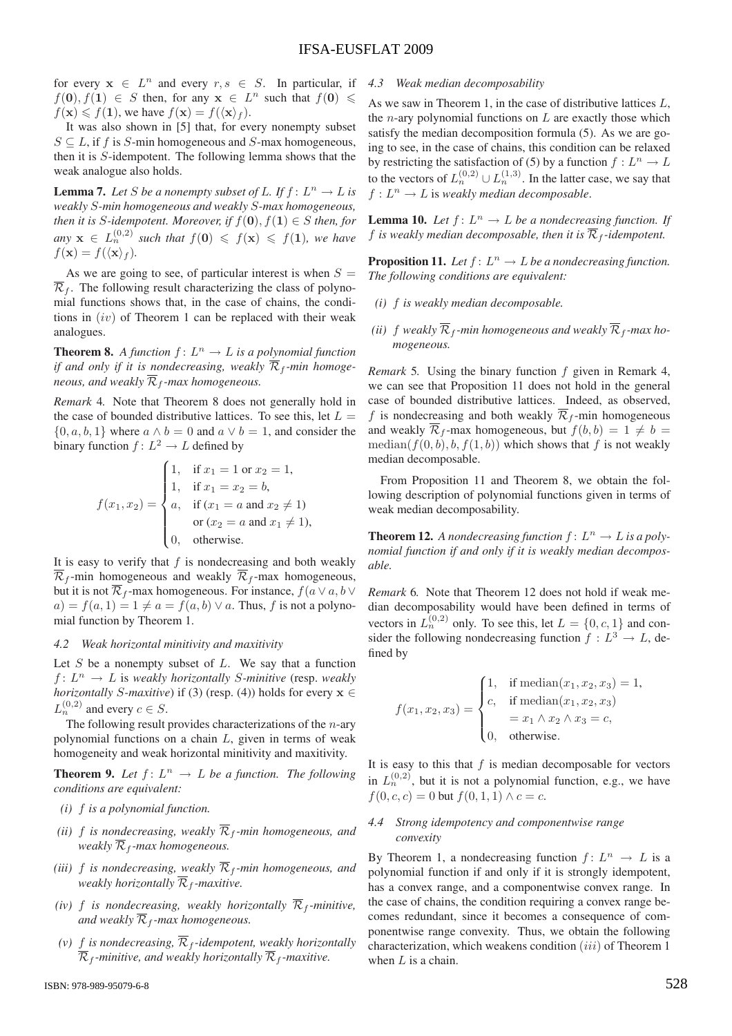for every $\mathbf{x} \in L^n$ and every $r, s \in S$. In particular, if $f(\mathbf{0}), f(\mathbf{1}) \in S$ then, for any $\mathbf{x} \in L^n$ such that $f(\mathbf{0}) \leqslant f(\mathbf{x}) \leqslant f(\mathbf{1})$, we have $f(\mathbf{x}) = f(\langle \mathbf{x} \rangle_f)$.

It was also shown in [5] that, for every nonempty subset $S \subseteq L$, if $f$ is $S$-min homogeneous and $S$-max homogeneous, then it is $S$-idempotent. The following lemma shows that the weak analogue also holds.

**Lemma 7.** *Let $S$ be a nonempty subset of $L$. If $f\colon L^n \to L$ is weakly $S$-min homogeneous and weakly $S$-max homogeneous, then it is $S$-idempotent. Moreover, if $f(\mathbf{0}), f(\mathbf{1}) \in S$ then, for any $\mathbf{x} \in L_n^{(0,2)}$ such that $f(\mathbf{0}) \leqslant f(\mathbf{x}) \leqslant f(\mathbf{1})$, we have $f(\mathbf{x}) = f(\langle \mathbf{x} \rangle_f)$.*

As we are going to see, of particular interest is when $S = \overline{\mathcal{R}}_f$. The following result characterizing the class of polynomial functions shows that, in the case of chains, the conditions in $(iv)$ of Theorem 1 can be replaced with their weak analogues.

**Theorem 8.** *A function $f\colon L^n \to L$ is a polynomial function if and only if it is nondecreasing, weakly $\overline{\mathcal{R}}_f$-min homogeneous, and weakly $\overline{\mathcal{R}}_f$-max homogeneous.*

*Remark* 4*.* Note that Theorem 8 does not generally hold in the case of bounded distributive lattices. To see this, let $L = \{0, a, b, 1\}$ where $a \wedge b = 0$ and $a \vee b = 1$, and consider the binary function $f\colon L^2 \to L$ defined by

$$f(x_1, x_2) = \begin{cases} 1, & \text{if } x_1 = 1 \text{ or } x_2 = 1, \\ 1, & \text{if } x_1 = x_2 = b, \\ a, & \text{if } (x_1 = a \text{ and } x_2 \neq 1) \\ & \text{ or } (x_2 = a \text{ and } x_1 \neq 1), \\ 0, & \text{otherwise.} \end{cases}$$

It is easy to verify that $f$ is nondecreasing and both weakly $\overline{\mathcal{R}}_f$-min homogeneous and weakly $\overline{\mathcal{R}}_f$-max homogeneous, but it is not $\overline{\mathcal{R}}_f$-max homogeneous. For instance, $f(a \vee a, b \vee a) = f(a, 1) = 1 \neq a = f(a, b) \vee a$. Thus, $f$ is not a polynomial function by Theorem 1.

### 4.2 Weak horizontal minitivity and maxitivity

Let $S$ be a nonempty subset of $L$. We say that a function $f\colon L^n \to L$ is *weakly horizontally $S$-minitive* (resp. *weakly horizontally $S$-maxitive*) if (3) (resp. (4)) holds for every $\mathbf{x} \in L_n^{(0,2)}$ and every $c \in S$.

The following result provides characterizations of the $n$-ary polynomial functions on a chain $L$, given in terms of weak homogeneity and weak horizontal minitivity and maxitivity.

**Theorem 9.** *Let $f\colon L^n \to L$ be a function. The following conditions are equivalent:*

- *(i) $f$ is a polynomial function.*
- *(ii) $f$ is nondecreasing, weakly $\overline{\mathcal{R}}_f$-min homogeneous, and weakly $\overline{\mathcal{R}}_f$-max homogeneous.*
- *(iii) $f$ is nondecreasing, weakly $\overline{\mathcal{R}}_f$-min homogeneous, and weakly horizontally $\overline{\mathcal{R}}_f$-maxitive.*
- *(iv) $f$ is nondecreasing, weakly horizontally $\overline{\mathcal{R}}_f$-minitive, and weakly $\overline{\mathcal{R}}_f$-max homogeneous.*
- *(v) $f$ is nondecreasing, $\overline{\mathcal{R}}_f$-idempotent, weakly horizontally $\overline{\mathcal{R}}_f$-minitive, and weakly horizontally $\overline{\mathcal{R}}_f$-maxitive.*

### 4.3 Weak median decomposability

As we saw in Theorem 1, in the case of distributive lattices $L$, the $n$-ary polynomial functions on $L$ are exactly those which satisfy the median decomposition formula (5). As we are going to see, in the case of chains, this condition can be relaxed by restricting the satisfaction of (5) by a function $f\colon L^n \to L$ to the vectors of $L_n^{(0,2)} \cup L_n^{(1,3)}$. In the latter case, we say that $f\colon L^n \to L$ is *weakly median decomposable*.

**Lemma 10.** *Let $f\colon L^n \to L$ be a nondecreasing function. If $f$ is weakly median decomposable, then it is $\overline{\mathcal{R}}_f$-idempotent.*

**Proposition 11.** *Let $f\colon L^n \to L$ be a nondecreasing function. The following conditions are equivalent:*

- *(i) $f$ is weakly median decomposable.*
- *(ii) $f$ weakly $\overline{\mathcal{R}}_f$-min homogeneous and weakly $\overline{\mathcal{R}}_f$-max homogeneous.*

*Remark* 5*.* Using the binary function $f$ given in Remark 4, we can see that Proposition 11 does not hold in the general case of bounded distributive lattices. Indeed, as observed, $f$ is nondecreasing and both weakly $\overline{\mathcal{R}}_f$-min homogeneous and weakly $\overline{\mathcal{R}}_f$-max homogeneous, but $f(b, b) = 1 \neq b = \text{median}(f(0, b), b, f(1, b))$ which shows that $f$ is not weakly median decomposable.

From Proposition 11 and Theorem 8, we obtain the following description of polynomial functions given in terms of weak median decomposability.

**Theorem 12.** *A nondecreasing function $f\colon L^n \to L$ is a polynomial function if and only if it is weakly median decomposable.*

*Remark* 6*.* Note that Theorem 12 does not hold if weak median decomposability would have been defined in terms of vectors in $L_n^{(0,2)}$ only. To see this, let $L = \{0, c, 1\}$ and consider the following nondecreasing function $f\colon L^3 \to L$, defined by

$$f(x_1, x_2, x_3) = \begin{cases} 1, & \text{if } \text{median}(x_1, x_2, x_3) = 1, \\ c, & \text{if } \text{median}(x_1, x_2, x_3) \\ & \quad = x_1 \wedge x_2 \wedge x_3 = c, \\ 0, & \text{otherwise.} \end{cases}$$

It is easy to this that $f$ is median decomposable for vectors in $L_n^{(0,2)}$, but it is not a polynomial function, e.g., we have $f(0, c, c) = 0$ but $f(0, 1, 1) \wedge c = c$.

### 4.4 Strong idempotency and componentwise range convexity

By Theorem 1, a nondecreasing function $f\colon L^n \to L$ is a polynomial function if and only if it is strongly idempotent, has a convex range, and a componentwise convex range. In the case of chains, the condition requiring a convex range becomes redundant, since it becomes a consequence of componentwise range convexity. Thus, we obtain the following characterization, which weakens condition $(iii)$ of Theorem 1 when $L$ is a chain.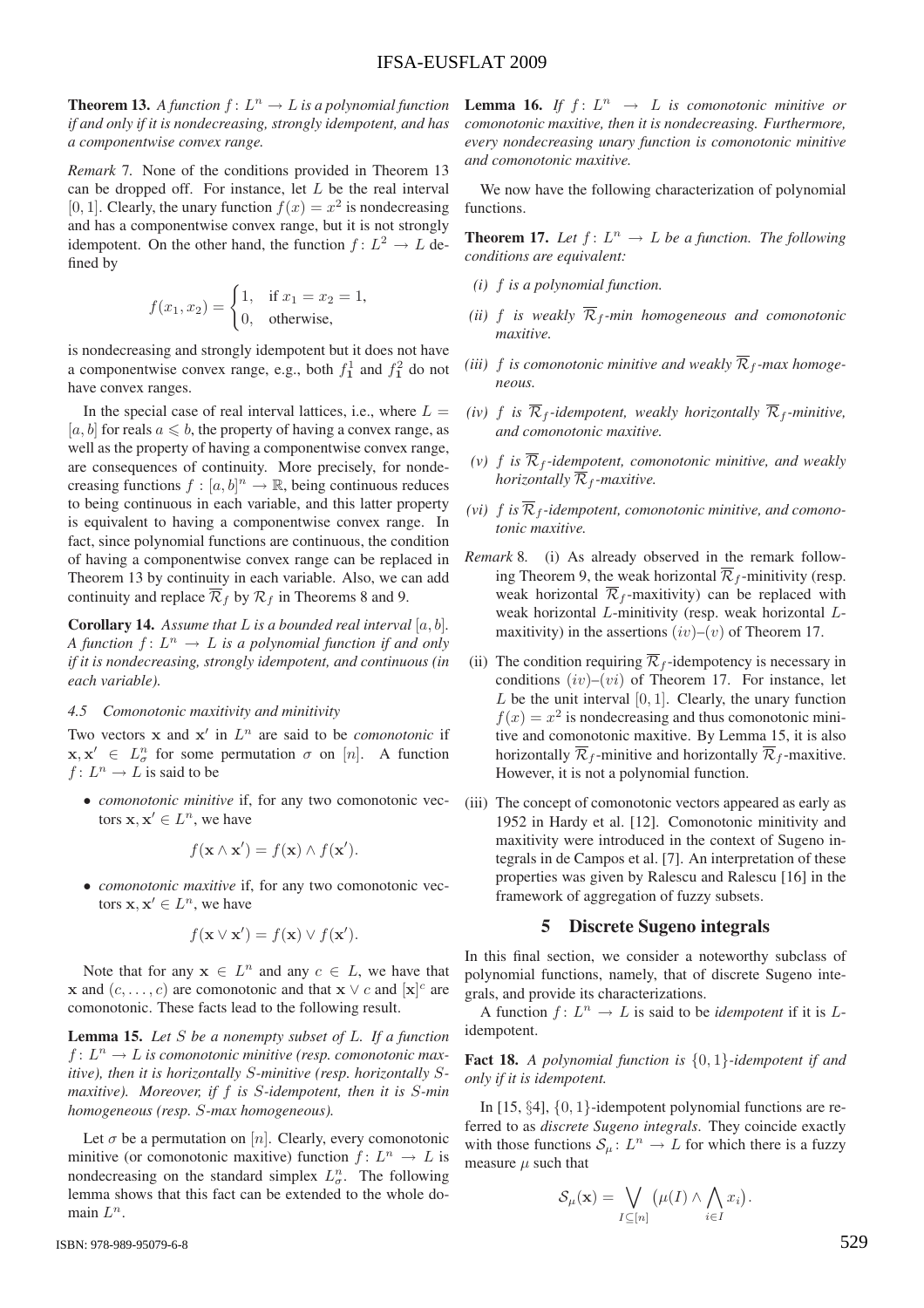**Theorem 13.** *A function $f\colon L^n \to L$ is a polynomial function if and only if it is nondecreasing, strongly idempotent, and has a componentwise convex range.*

*Remark* 7. None of the conditions provided in Theorem 13 can be dropped off. For instance, let $L$ be the real interval $[0,1]$. Clearly, the unary function $f(x) = x^2$ is nondecreasing and has a componentwise convex range, but it is not strongly idempotent. On the other hand, the function $f\colon L^2 \to L$ defined by

$$f(x_1, x_2) = \begin{cases} 1, & \text{if } x_1 = x_2 = 1, \\ 0, & \text{otherwise}, \end{cases}$$

is nondecreasing and strongly idempotent but it does not have a componentwise convex range, e.g., both $f^1_{\mathbf{1}}$ and $f^2_{\mathbf{1}}$ do not have convex ranges.

In the special case of real interval lattices, i.e., where $L = [a,b]$ for reals $a \leqslant b$, the property of having a convex range, as well as the property of having a componentwise convex range, are consequences of continuity. More precisely, for nondecreasing functions $f : [a,b]^n \to \mathbb{R}$, being continuous reduces to being continuous in each variable, and this latter property is equivalent to having a componentwise convex range. In fact, since polynomial functions are continuous, the condition of having a componentwise convex range can be replaced in Theorem 13 by continuity in each variable. Also, we can add continuity and replace $\overline{\mathcal{R}}_f$ by $\mathcal{R}_f$ in Theorems 8 and 9.

**Corollary 14.** *Assume that $L$ is a bounded real interval $[a,b]$. A function $f\colon L^n \to L$ is a polynomial function if and only if it is nondecreasing, strongly idempotent, and continuous (in each variable).*

#### 4.5 Comonotonic maxitivity and minitivity

Two vectors $\mathbf{x}$ and $\mathbf{x}'$ in $L^n$ are said to be *comonotonic* if $\mathbf{x}, \mathbf{x}' \in L^n_\sigma$ for some permutation $\sigma$ on $[n]$. A function $f\colon L^n \to L$ is said to be

- *comonotonic minitive* if, for any two comonotonic vectors $\mathbf{x}, \mathbf{x}' \in L^n$, we have
$$f(\mathbf{x} \wedge \mathbf{x}') = f(\mathbf{x}) \wedge f(\mathbf{x}').$$
- *comonotonic maxitive* if, for any two comonotonic vectors $\mathbf{x}, \mathbf{x}' \in L^n$, we have
$$f(\mathbf{x} \vee \mathbf{x}') = f(\mathbf{x}) \vee f(\mathbf{x}').$$

Note that for any $\mathbf{x} \in L^n$ and any $c \in L$, we have that $\mathbf{x}$ and $(c, \ldots, c)$ are comonotonic and that $\mathbf{x} \vee c$ and $[\mathbf{x}]^c$ are comonotonic. These facts lead to the following result.

**Lemma 15.** *Let $S$ be a nonempty subset of $L$. If a function $f\colon L^n \to L$ is comonotonic minitive (resp. comonotonic maxitive), then it is horizontally $S$-minitive (resp. horizontally $S$-maxitive). Moreover, if $f$ is $S$-idempotent, then it is $S$-min homogeneous (resp. $S$-max homogeneous).*

Let $\sigma$ be a permutation on $[n]$. Clearly, every comonotonic minitive (or comonotonic maxitive) function $f\colon L^n \to L$ is nondecreasing on the standard simplex $L^n_\sigma$. The following lemma shows that this fact can be extended to the whole domain $L^n$.

**Lemma 16.** *If $f\colon L^n \to L$ is comonotonic minitive or comonotonic maxitive, then it is nondecreasing. Furthermore, every nondecreasing unary function is comonotonic minitive and comonotonic maxitive.*

We now have the following characterization of polynomial functions.

**Theorem 17.** *Let $f\colon L^n \to L$ be a function. The following conditions are equivalent:*

*(i) $f$ is a polynomial function.*

*(ii) $f$ is weakly $\overline{\mathcal{R}}_f$-min homogeneous and comonotonic maxitive.*

*(iii) $f$ is comonotonic minitive and weakly $\overline{\mathcal{R}}_f$-max homogeneous.*

*(iv) $f$ is $\overline{\mathcal{R}}_f$-idempotent, weakly horizontally $\overline{\mathcal{R}}_f$-minitive, and comonotonic maxitive.*

*(v) $f$ is $\overline{\mathcal{R}}_f$-idempotent, comonotonic minitive, and weakly horizontally $\overline{\mathcal{R}}_f$-maxitive.*

*(vi) $f$ is $\overline{\mathcal{R}}_f$-idempotent, comonotonic minitive, and comonotonic maxitive.*

*Remark* 8. (i) As already observed in the remark following Theorem 9, the weak horizontal $\overline{\mathcal{R}}_f$-minitivity (resp. weak horizontal $\overline{\mathcal{R}}_f$-maxitivity) can be replaced with weak horizontal $L$-minitivity (resp. weak horizontal $L$-maxitivity) in the assertions $(iv)$–$(v)$ of Theorem 17.

(ii) The condition requiring $\overline{\mathcal{R}}_f$-idempotency is necessary in conditions $(iv)$–$(vi)$ of Theorem 17. For instance, let $L$ be the unit interval $[0,1]$. Clearly, the unary function $f(x) = x^2$ is nondecreasing and thus comonotonic minitive and comonotonic maxitive. By Lemma 15, it is also horizontally $\overline{\mathcal{R}}_f$-minitive and horizontally $\overline{\mathcal{R}}_f$-maxitive. However, it is not a polynomial function.

(iii) The concept of comonotonic vectors appeared as early as 1952 in Hardy et al. [12]. Comonotonic minitivity and maxitivity were introduced in the context of Sugeno integrals in de Campos et al. [7]. An interpretation of these properties was given by Ralescu and Ralescu [16] in the framework of aggregation of fuzzy subsets.

## 5 Discrete Sugeno integrals

In this final section, we consider a noteworthy subclass of polynomial functions, namely, that of discrete Sugeno integrals, and provide its characterizations.

A function $f\colon L^n \to L$ is said to be *idempotent* if it is $L$-idempotent.

**Fact 18.** *A polynomial function is $\{0,1\}$-idempotent if and only if it is idempotent.*

In [15, §4], $\{0,1\}$-idempotent polynomial functions are referred to as *discrete Sugeno integrals*. They coincide exactly with those functions $\mathcal{S}_\mu\colon L^n \to L$ for which there is a fuzzy measure $\mu$ such that

$$\mathcal{S}_\mu(\mathbf{x}) = \bigvee_{I \subseteq [n]} \big(\mu(I) \wedge \bigwedge_{i \in I} x_i\big).$$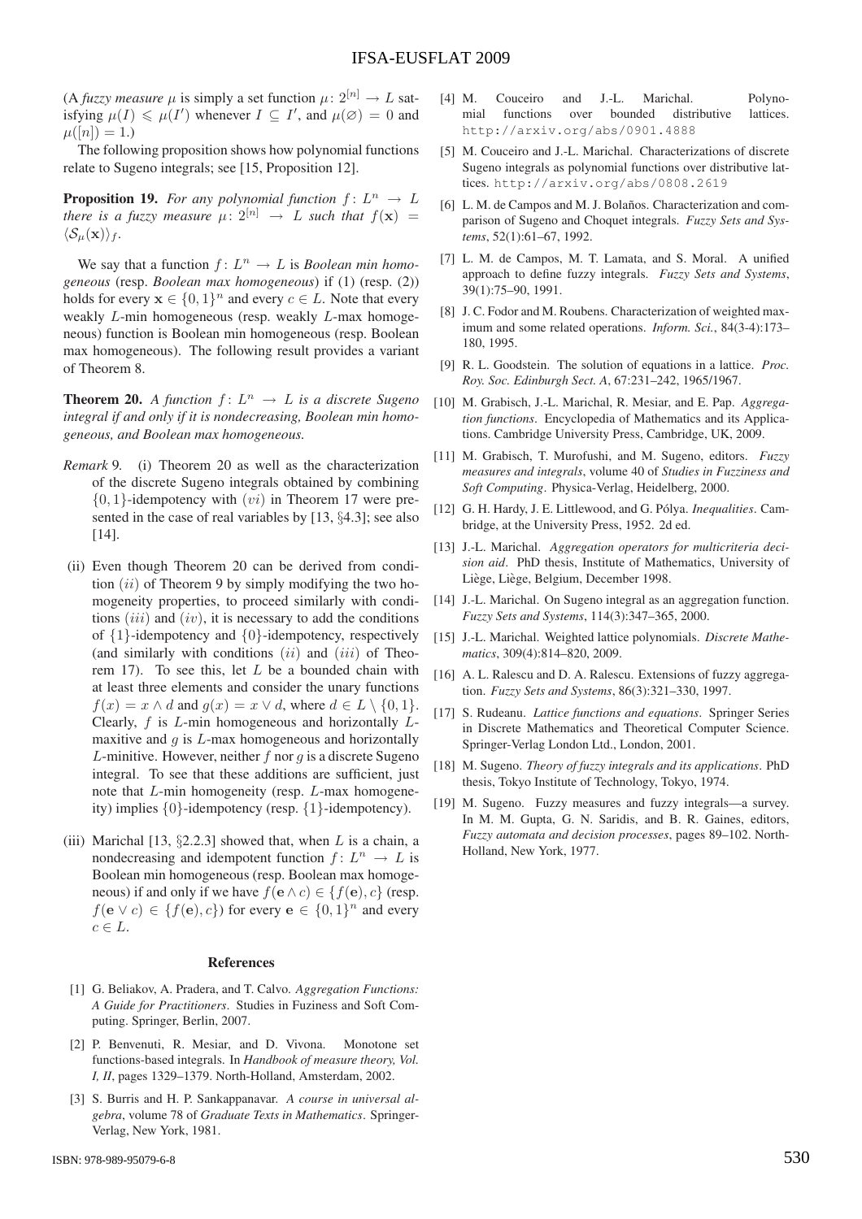(A *fuzzy measure* $\mu$ is simply a set function $\mu\colon 2^{[n]} \to L$ satisfying $\mu(I) \leqslant \mu(I')$ whenever $I \subseteq I'$, and $\mu(\varnothing) = 0$ and $\mu([n]) = 1$.)

The following proposition shows how polynomial functions relate to Sugeno integrals; see [15, Proposition 12].

**Proposition 19.** *For any polynomial function $f\colon L^n \to L$ there is a fuzzy measure $\mu\colon 2^{[n]} \to L$ such that $f(\mathbf{x}) = \langle \mathcal{S}_\mu(\mathbf{x})\rangle_f$.*

We say that a function $f\colon L^n \to L$ is *Boolean min homogeneous* (resp. *Boolean max homogeneous*) if (1) (resp. (2)) holds for every $\mathbf{x} \in \{0,1\}^n$ and every $c \in L$. Note that every weakly $L$-min homogeneous (resp. weakly $L$-max homogeneous) function is Boolean min homogeneous (resp. Boolean max homogeneous). The following result provides a variant of Theorem 8.

**Theorem 20.** *A function $f\colon L^n \to L$ is a discrete Sugeno integral if and only if it is nondecreasing, Boolean min homogeneous, and Boolean max homogeneous.*

*Remark* 9.

(i) Theorem 20 as well as the characterization of the discrete Sugeno integrals obtained by combining $\{0,1\}$-idempotency with $(vi)$ in Theorem 17 were presented in the case of real variables by [13, §4.3]; see also [14].

(ii) Even though Theorem 20 can be derived from condition $(ii)$ of Theorem 9 by simply modifying the two homogeneity properties, to proceed similarly with conditions $(iii)$ and $(iv)$, it is necessary to add the conditions of $\{1\}$-idempotency and $\{0\}$-idempotency, respectively (and similarly with conditions $(ii)$ and $(iii)$ of Theorem 17). To see this, let $L$ be a bounded chain with at least three elements and consider the unary functions $f(x) = x \wedge d$ and $g(x) = x \vee d$, where $d \in L \setminus \{0,1\}$. Clearly, $f$ is $L$-min homogeneous and horizontally $L$-maxitive and $g$ is $L$-max homogeneous and horizontally $L$-minitive. However, neither $f$ nor $g$ is a discrete Sugeno integral. To see that these additions are sufficient, just note that $L$-min homogeneity (resp. $L$-max homogeneity) implies $\{0\}$-idempotency (resp. $\{1\}$-idempotency).

(iii) Marichal [13, §2.2.3] showed that, when $L$ is a chain, a nondecreasing and idempotent function $f\colon L^n \to L$ is Boolean min homogeneous (resp. Boolean max homogeneous) if and only if we have $f(\mathbf{e} \wedge c) \in \{f(\mathbf{e}), c\}$ (resp. $f(\mathbf{e} \vee c) \in \{f(\mathbf{e}), c\}$) for every $\mathbf{e} \in \{0,1\}^n$ and every $c \in L$.

### References

[1] G. Beliakov, A. Pradera, and T. Calvo. *Aggregation Functions: A Guide for Practitioners*. Studies in Fuziness and Soft Computing. Springer, Berlin, 2007.

[2] P. Benvenuti, R. Mesiar, and D. Vivona. Monotone set functions-based integrals. In *Handbook of measure theory, Vol. I, II*, pages 1329–1379. North-Holland, Amsterdam, 2002.

[3] S. Burris and H. P. Sankappanavar. *A course in universal algebra*, volume 78 of *Graduate Texts in Mathematics*. Springer-Verlag, New York, 1981.

[4] M. Couceiro and J.-L. Marichal. Polynomial functions over bounded distributive lattices. http://arxiv.org/abs/0901.4888

[5] M. Couceiro and J.-L. Marichal. Characterizations of discrete Sugeno integrals as polynomial functions over distributive lattices. http://arxiv.org/abs/0808.2619

[6] L. M. de Campos and M. J. Bolaños. Characterization and comparison of Sugeno and Choquet integrals. *Fuzzy Sets and Systems*, 52(1):61–67, 1992.

[7] L. M. de Campos, M. T. Lamata, and S. Moral. A unified approach to define fuzzy integrals. *Fuzzy Sets and Systems*, 39(1):75–90, 1991.

[8] J. C. Fodor and M. Roubens. Characterization of weighted maximum and some related operations. *Inform. Sci.*, 84(3-4):173–180, 1995.

[9] R. L. Goodstein. The solution of equations in a lattice. *Proc. Roy. Soc. Edinburgh Sect. A*, 67:231–242, 1965/1967.

[10] M. Grabisch, J.-L. Marichal, R. Mesiar, and E. Pap. *Aggregation functions*. Encyclopedia of Mathematics and its Applications. Cambridge University Press, Cambridge, UK, 2009.

[11] M. Grabisch, T. Murofushi, and M. Sugeno, editors. *Fuzzy measures and integrals*, volume 40 of *Studies in Fuzziness and Soft Computing*. Physica-Verlag, Heidelberg, 2000.

[12] G. H. Hardy, J. E. Littlewood, and G. Pólya. *Inequalities*. Cambridge, at the University Press, 1952. 2d ed.

[13] J.-L. Marichal. *Aggregation operators for multicriteria decision aid*. PhD thesis, Institute of Mathematics, University of Liège, Liège, Belgium, December 1998.

[14] J.-L. Marichal. On Sugeno integral as an aggregation function. *Fuzzy Sets and Systems*, 114(3):347–365, 2000.

[15] J.-L. Marichal. Weighted lattice polynomials. *Discrete Mathematics*, 309(4):814–820, 2009.

[16] A. L. Ralescu and D. A. Ralescu. Extensions of fuzzy aggregation. *Fuzzy Sets and Systems*, 86(3):321–330, 1997.

[17] S. Rudeanu. *Lattice functions and equations*. Springer Series in Discrete Mathematics and Theoretical Computer Science. Springer-Verlag London Ltd., London, 2001.

[18] M. Sugeno. *Theory of fuzzy integrals and its applications*. PhD thesis, Tokyo Institute of Technology, Tokyo, 1974.

[19] M. Sugeno. Fuzzy measures and fuzzy integrals—a survey. In M. M. Gupta, G. N. Saridis, and B. R. Gaines, editors, *Fuzzy automata and decision processes*, pages 89–102. North-Holland, New York, 1977.